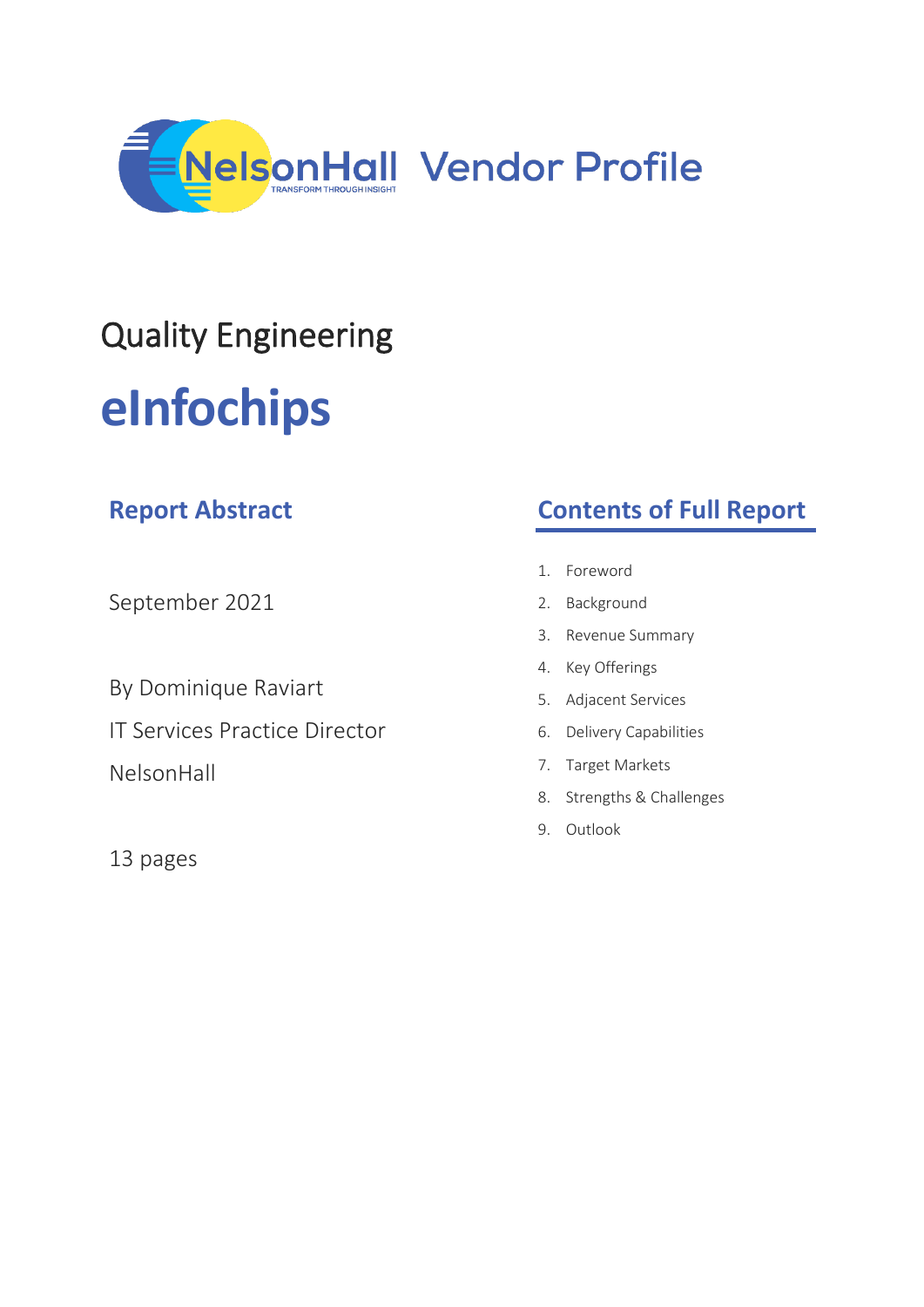NelsonHall Vendor Profile

# Quality Engineering

# eInfochips

## Report Abstract

September 2021

By Dominique Raviart

IT Services Practice Director

NelsonHall

13 pages

## Contents of Full Report

1. Foreword
2. Background
3. Revenue Summary
4. Key Offerings
5. Adjacent Services
6. Delivery Capabilities
7. Target Markets
8. Strengths & Challenges
9. Outlook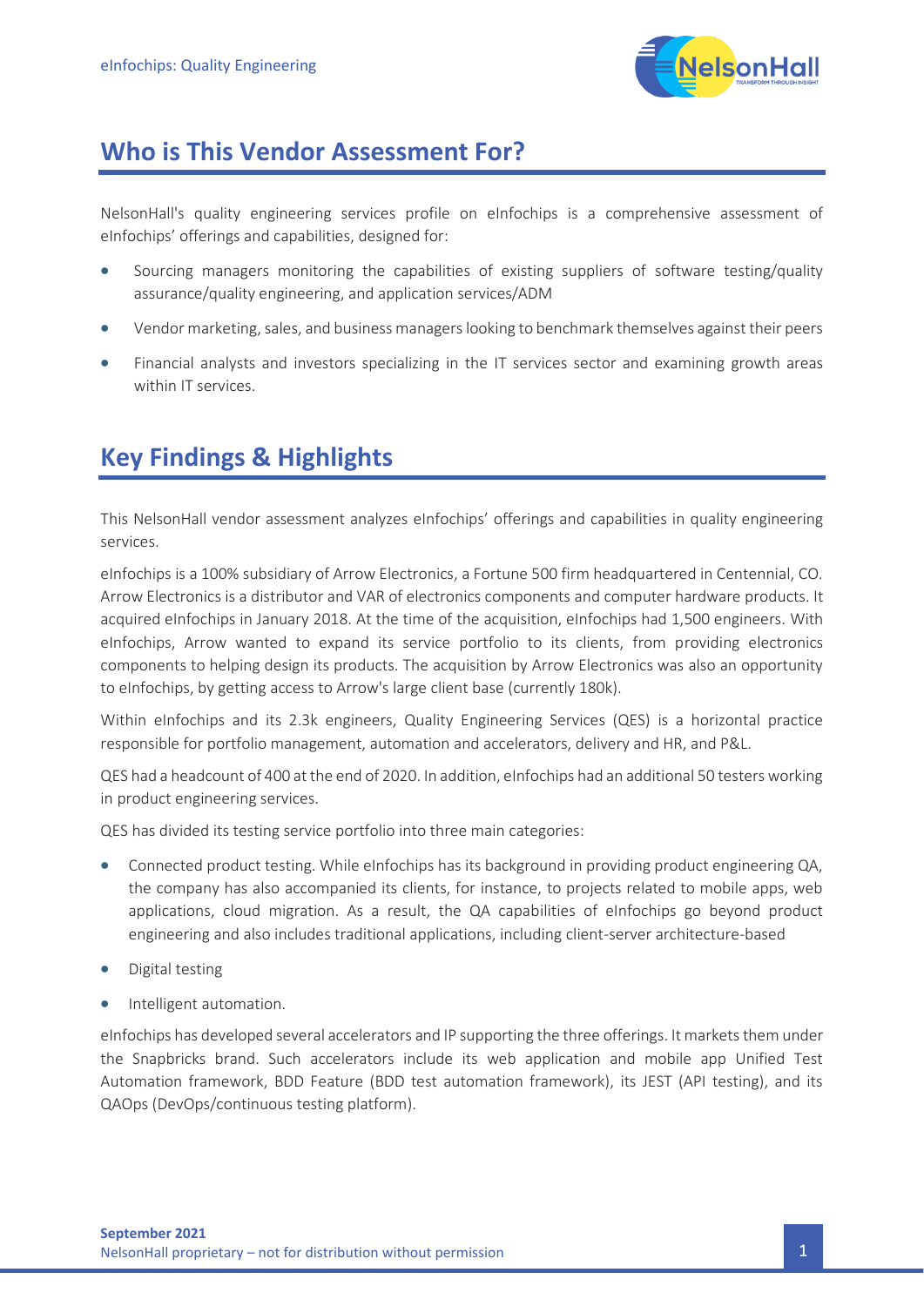## Who is This Vendor Assessment For?

NelsonHall's quality engineering services profile on eInfochips is a comprehensive assessment of eInfochips' offerings and capabilities, designed for:

- Sourcing managers monitoring the capabilities of existing suppliers of software testing/quality assurance/quality engineering, and application services/ADM
- Vendor marketing, sales, and business managers looking to benchmark themselves against their peers
- Financial analysts and investors specializing in the IT services sector and examining growth areas within IT services.

## Key Findings & Highlights

This NelsonHall vendor assessment analyzes eInfochips' offerings and capabilities in quality engineering services.

eInfochips is a 100% subsidiary of Arrow Electronics, a Fortune 500 firm headquartered in Centennial, CO. Arrow Electronics is a distributor and VAR of electronics components and computer hardware products. It acquired eInfochips in January 2018. At the time of the acquisition, eInfochips had 1,500 engineers. With eInfochips, Arrow wanted to expand its service portfolio to its clients, from providing electronics components to helping design its products. The acquisition by Arrow Electronics was also an opportunity to eInfochips, by getting access to Arrow's large client base (currently 180k).

Within eInfochips and its 2.3k engineers, Quality Engineering Services (QES) is a horizontal practice responsible for portfolio management, automation and accelerators, delivery and HR, and P&L.

QES had a headcount of 400 at the end of 2020. In addition, eInfochips had an additional 50 testers working in product engineering services.

QES has divided its testing service portfolio into three main categories:

- Connected product testing. While eInfochips has its background in providing product engineering QA, the company has also accompanied its clients, for instance, to projects related to mobile apps, web applications, cloud migration. As a result, the QA capabilities of eInfochips go beyond product engineering and also includes traditional applications, including client-server architecture-based
- Digital testing
- Intelligent automation.

eInfochips has developed several accelerators and IP supporting the three offerings. It markets them under the Snapbricks brand. Such accelerators include its web application and mobile app Unified Test Automation framework, BDD Feature (BDD test automation framework), its JEST (API testing), and its QAOps (DevOps/continuous testing platform).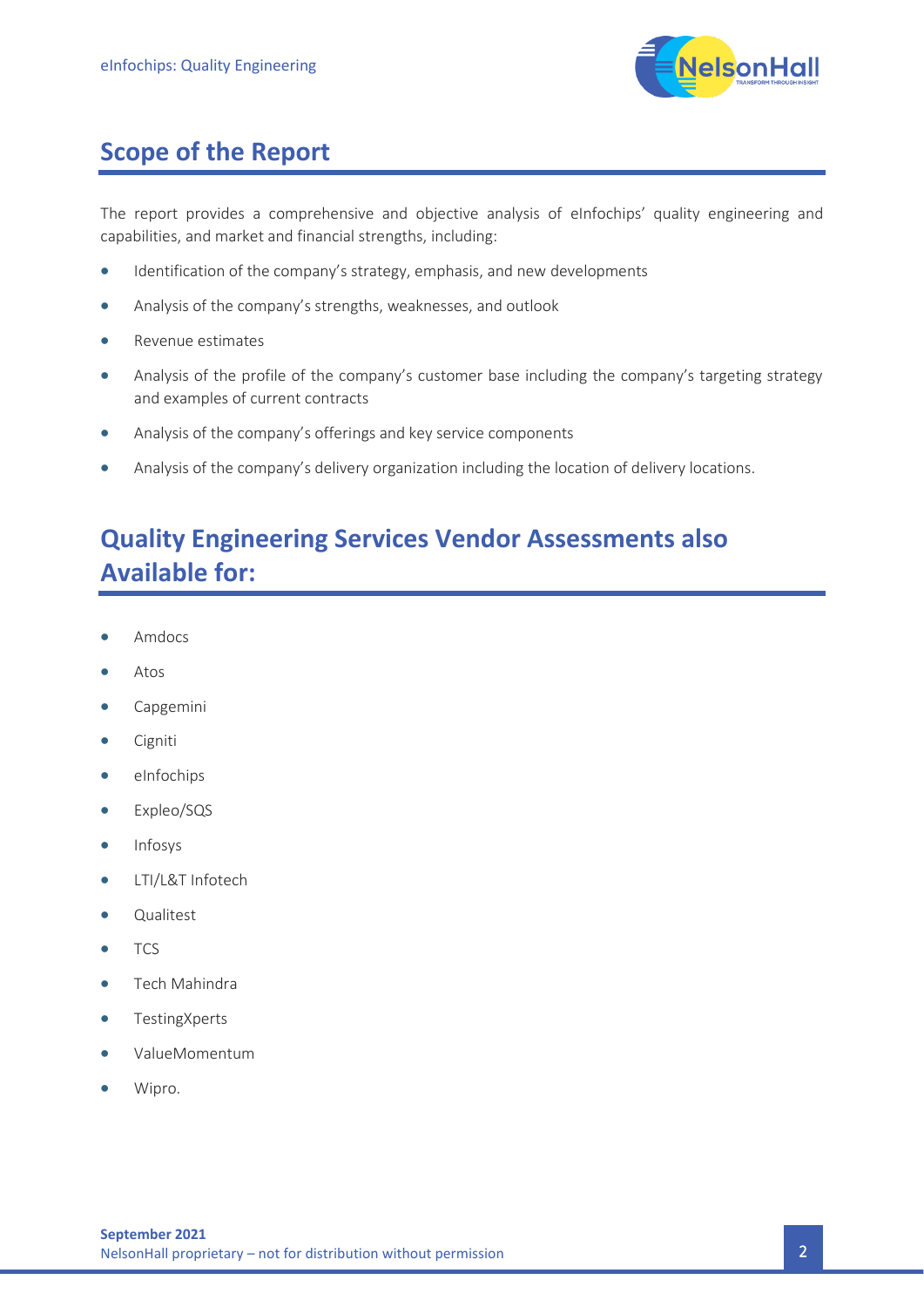## Scope of the Report

The report provides a comprehensive and objective analysis of eInfochips' quality engineering and capabilities, and market and financial strengths, including:

- Identification of the company's strategy, emphasis, and new developments
- Analysis of the company's strengths, weaknesses, and outlook
- Revenue estimates
- Analysis of the profile of the company's customer base including the company's targeting strategy and examples of current contracts
- Analysis of the company's offerings and key service components
- Analysis of the company's delivery organization including the location of delivery locations.

## Quality Engineering Services Vendor Assessments also Available for:

- Amdocs
- Atos
- Capgemini
- Cigniti
- eInfochips
- Expleo/SQS
- Infosys
- LTI/L&T Infotech
- Qualitest
- TCS
- Tech Mahindra
- TestingXperts
- ValueMomentum
- Wipro.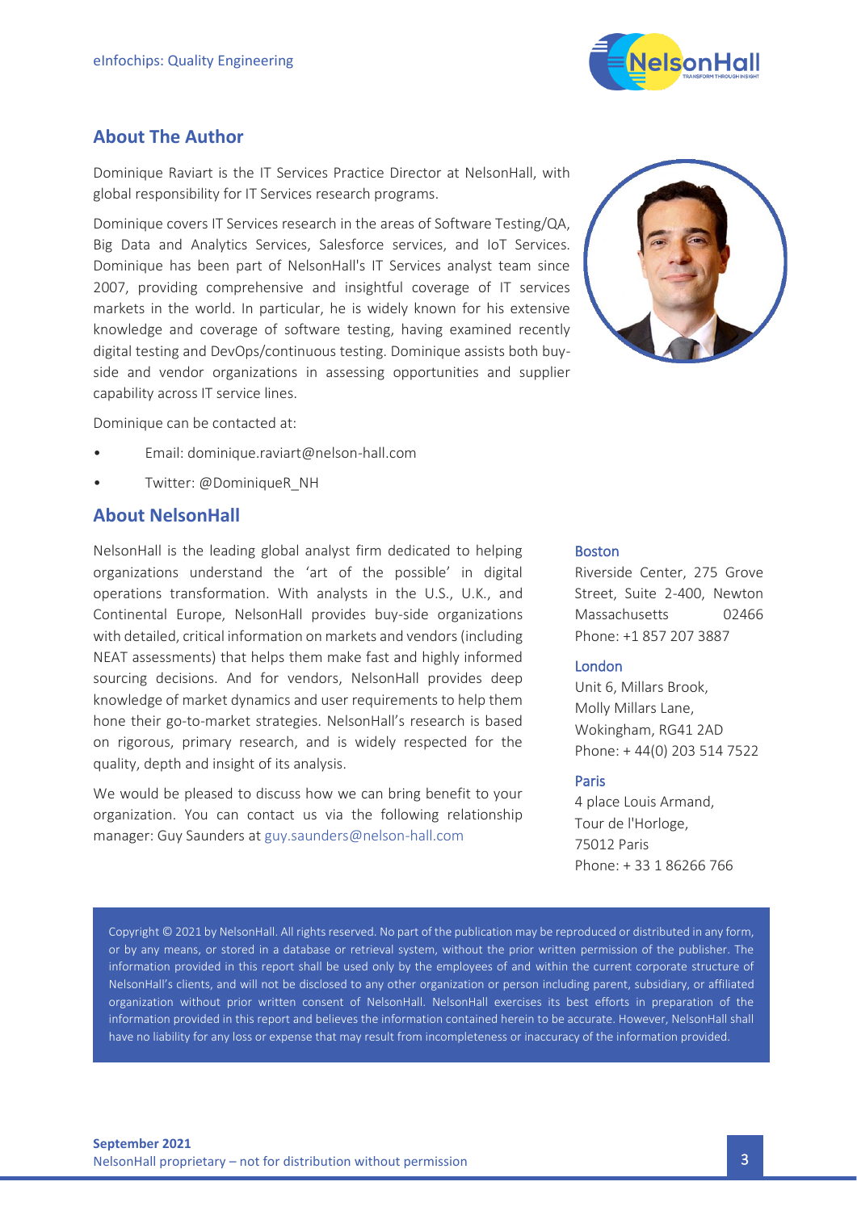## About The Author

Dominique Raviart is the IT Services Practice Director at NelsonHall, with global responsibility for IT Services research programs.

Dominique covers IT Services research in the areas of Software Testing/QA, Big Data and Analytics Services, Salesforce services, and IoT Services. Dominique has been part of NelsonHall's IT Services analyst team since 2007, providing comprehensive and insightful coverage of IT services markets in the world. In particular, he is widely known for his extensive knowledge and coverage of software testing, having examined recently digital testing and DevOps/continuous testing. Dominique assists both buy-side and vendor organizations in assessing opportunities and supplier capability across IT service lines.

Dominique can be contacted at:

- Email: dominique.raviart@nelson-hall.com
- Twitter: @DominiqueR_NH

## About NelsonHall

NelsonHall is the leading global analyst firm dedicated to helping organizations understand the 'art of the possible' in digital operations transformation. With analysts in the U.S., U.K., and Continental Europe, NelsonHall provides buy-side organizations with detailed, critical information on markets and vendors (including NEAT assessments) that helps them make fast and highly informed sourcing decisions. And for vendors, NelsonHall provides deep knowledge of market dynamics and user requirements to help them hone their go-to-market strategies. NelsonHall's research is based on rigorous, primary research, and is widely respected for the quality, depth and insight of its analysis.

We would be pleased to discuss how we can bring benefit to your organization. You can contact us via the following relationship manager: Guy Saunders at guy.saunders@nelson-hall.com

**Boston**
Riverside Center, 275 Grove Street, Suite 2-400, Newton Massachusetts 02466
Phone: +1 857 207 3887

**London**
Unit 6, Millars Brook,
Molly Millars Lane,
Wokingham, RG41 2AD
Phone: + 44(0) 203 514 7522

**Paris**
4 place Louis Armand,
Tour de l'Horloge,
75012 Paris
Phone: + 33 1 86266 766

Copyright © 2021 by NelsonHall. All rights reserved. No part of the publication may be reproduced or distributed in any form, or by any means, or stored in a database or retrieval system, without the prior written permission of the publisher. The information provided in this report shall be used only by the employees of and within the current corporate structure of NelsonHall's clients, and will not be disclosed to any other organization or person including parent, subsidiary, or affiliated organization without prior written consent of NelsonHall. NelsonHall exercises its best efforts in preparation of the information provided in this report and believes the information contained herein to be accurate. However, NelsonHall shall have no liability for any loss or expense that may result from incompleteness or inaccuracy of the information provided.